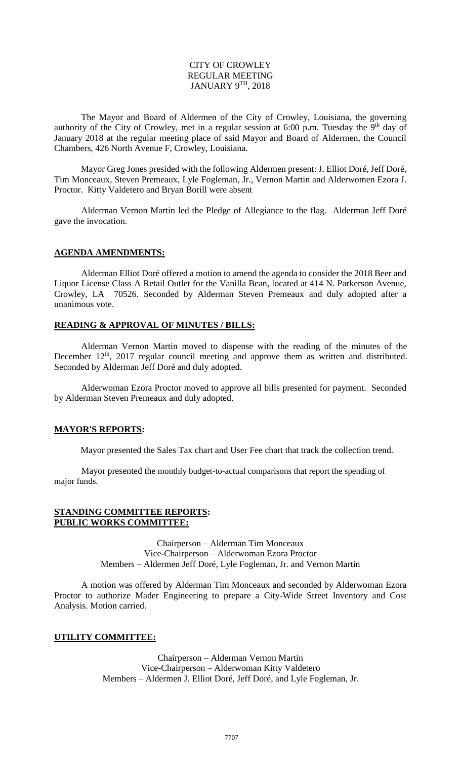# CITY OF CROWLEY
## REGULAR MEETING
## JANUARY 9TH, 2018

The Mayor and Board of Aldermen of the City of Crowley, Louisiana, the governing authority of the City of Crowley, met in a regular session at 6:00 p.m. Tuesday the 9th day of January 2018 at the regular meeting place of said Mayor and Board of Aldermen, the Council Chambers, 426 North Avenue F, Crowley, Louisiana.

Mayor Greg Jones presided with the following Aldermen present: J. Elliot Doré, Jeff Doré, Tim Monceaux, Steven Premeaux, Lyle Fogleman, Jr., Vernon Martin and Alderwomen Ezora J. Proctor. Kitty Valdetero and Bryan Borill were absent

Alderman Vernon Martin led the Pledge of Allegiance to the flag. Alderman Jeff Doré gave the invocation.

**AGENDA AMENDMENTS:**

Alderman Elliot Doré offered a motion to amend the agenda to consider the 2018 Beer and Liquor License Class A Retail Outlet for the Vanilla Bean, located at 414 N. Parkerson Avenue, Crowley, LA 70526. Seconded by Alderman Steven Premeaux and duly adopted after a unanimous vote.

**READING & APPROVAL OF MINUTES / BILLS:**

Alderman Vernon Martin moved to dispense with the reading of the minutes of the December 12th, 2017 regular council meeting and approve them as written and distributed. Seconded by Alderman Jeff Doré and duly adopted.

Alderwoman Ezora Proctor moved to approve all bills presented for payment. Seconded by Alderman Steven Premeaux and duly adopted.

**MAYOR'S REPORTS:**

Mayor presented the Sales Tax chart and User Fee chart that track the collection trend.

Mayor presented the monthly budget-to-actual comparisons that report the spending of major funds.

**STANDING COMMITTEE REPORTS:**
**PUBLIC WORKS COMMITTEE:**

Chairperson – Alderman Tim Monceaux
Vice-Chairperson – Alderwoman Ezora Proctor
Members – Aldermen Jeff Doré, Lyle Fogleman, Jr. and Vernon Martin

A motion was offered by Alderman Tim Monceaux and seconded by Alderwoman Ezora Proctor to authorize Mader Engineering to prepare a City-Wide Street Inventory and Cost Analysis. Motion carried.

**UTILITY COMMITTEE:**

Chairperson – Alderman Vernon Martin
Vice-Chairperson – Alderwoman Kitty Valdetero
Members – Aldermen J. Elliot Doré, Jeff Doré, and Lyle Fogleman, Jr.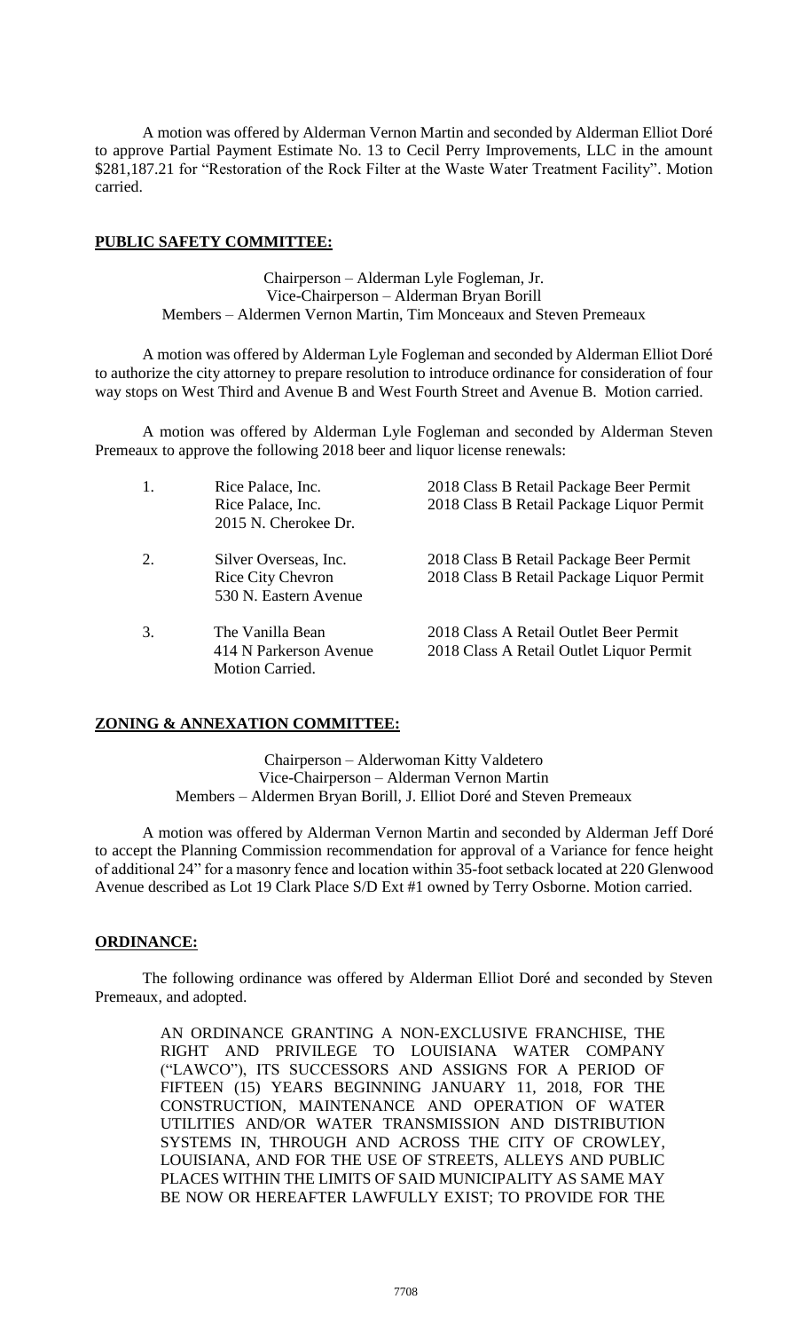A motion was offered by Alderman Vernon Martin and seconded by Alderman Elliot Doré to approve Partial Payment Estimate No. 13 to Cecil Perry Improvements, LLC in the amount $281,187.21 for "Restoration of the Rock Filter at the Waste Water Treatment Facility". Motion carried.

## PUBLIC SAFETY COMMITTEE:

Chairperson – Alderman Lyle Fogleman, Jr.
Vice-Chairperson – Alderman Bryan Borill
Members – Aldermen Vernon Martin, Tim Monceaux and Steven Premeaux

A motion was offered by Alderman Lyle Fogleman and seconded by Alderman Elliot Doré to authorize the city attorney to prepare resolution to introduce ordinance for consideration of four way stops on West Third and Avenue B and West Fourth Street and Avenue B. Motion carried.

A motion was offered by Alderman Lyle Fogleman and seconded by Alderman Steven Premeaux to approve the following 2018 beer and liquor license renewals:

1. Rice Palace, Inc. — 2018 Class B Retail Package Beer Permit
   Rice Palace, Inc. — 2018 Class B Retail Package Liquor Permit
   2015 N. Cherokee Dr.

2. Silver Overseas, Inc. — 2018 Class B Retail Package Beer Permit
   Rice City Chevron — 2018 Class B Retail Package Liquor Permit
   530 N. Eastern Avenue

3. The Vanilla Bean — 2018 Class A Retail Outlet Beer Permit
   414 N Parkerson Avenue — 2018 Class A Retail Outlet Liquor Permit

Motion Carried.

## ZONING & ANNEXATION COMMITTEE:

Chairperson – Alderwoman Kitty Valdetero
Vice-Chairperson – Alderman Vernon Martin
Members – Aldermen Bryan Borill, J. Elliot Doré and Steven Premeaux

A motion was offered by Alderman Vernon Martin and seconded by Alderman Jeff Doré to accept the Planning Commission recommendation for approval of a Variance for fence height of additional 24" for a masonry fence and location within 35-foot setback located at 220 Glenwood Avenue described as Lot 19 Clark Place S/D Ext #1 owned by Terry Osborne. Motion carried.

## ORDINANCE:

The following ordinance was offered by Alderman Elliot Doré and seconded by Steven Premeaux, and adopted.

> AN ORDINANCE GRANTING A NON-EXCLUSIVE FRANCHISE, THE RIGHT AND PRIVILEGE TO LOUISIANA WATER COMPANY ("LAWCO"), ITS SUCCESSORS AND ASSIGNS FOR A PERIOD OF FIFTEEN (15) YEARS BEGINNING JANUARY 11, 2018, FOR THE CONSTRUCTION, MAINTENANCE AND OPERATION OF WATER UTILITIES AND/OR WATER TRANSMISSION AND DISTRIBUTION SYSTEMS IN, THROUGH AND ACROSS THE CITY OF CROWLEY, LOUISIANA, AND FOR THE USE OF STREETS, ALLEYS AND PUBLIC PLACES WITHIN THE LIMITS OF SAID MUNICIPALITY AS SAME MAY BE NOW OR HEREAFTER LAWFULLY EXIST; TO PROVIDE FOR THE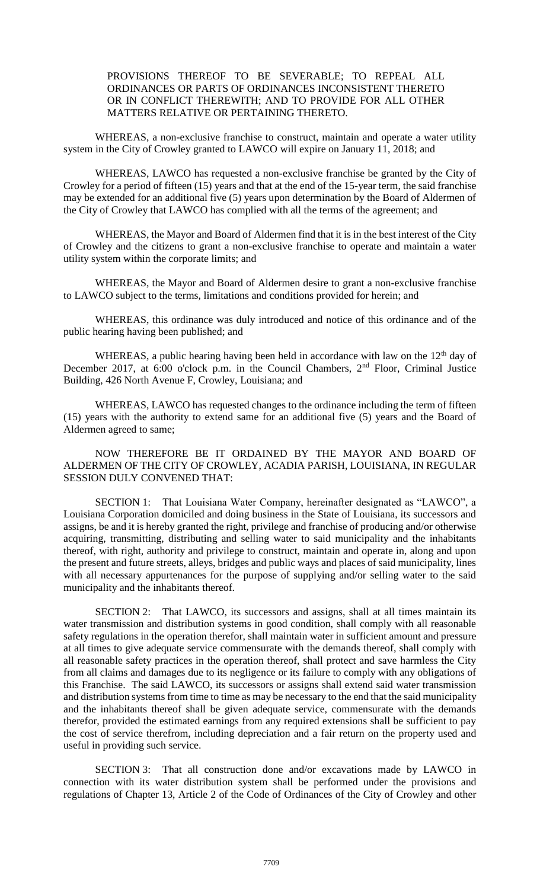PROVISIONS THEREOF TO BE SEVERABLE; TO REPEAL ALL ORDINANCES OR PARTS OF ORDINANCES INCONSISTENT THERETO OR IN CONFLICT THEREWITH; AND TO PROVIDE FOR ALL OTHER MATTERS RELATIVE OR PERTAINING THERETO.

WHEREAS, a non-exclusive franchise to construct, maintain and operate a water utility system in the City of Crowley granted to LAWCO will expire on January 11, 2018; and

WHEREAS, LAWCO has requested a non-exclusive franchise be granted by the City of Crowley for a period of fifteen (15) years and that at the end of the 15-year term, the said franchise may be extended for an additional five (5) years upon determination by the Board of Aldermen of the City of Crowley that LAWCO has complied with all the terms of the agreement; and

WHEREAS, the Mayor and Board of Aldermen find that it is in the best interest of the City of Crowley and the citizens to grant a non-exclusive franchise to operate and maintain a water utility system within the corporate limits; and

WHEREAS, the Mayor and Board of Aldermen desire to grant a non-exclusive franchise to LAWCO subject to the terms, limitations and conditions provided for herein; and

WHEREAS, this ordinance was duly introduced and notice of this ordinance and of the public hearing having been published; and

WHEREAS, a public hearing having been held in accordance with law on the 12th day of December 2017, at 6:00 o'clock p.m. in the Council Chambers, 2nd Floor, Criminal Justice Building, 426 North Avenue F, Crowley, Louisiana; and

WHEREAS, LAWCO has requested changes to the ordinance including the term of fifteen (15) years with the authority to extend same for an additional five (5) years and the Board of Aldermen agreed to same;

NOW THEREFORE BE IT ORDAINED BY THE MAYOR AND BOARD OF ALDERMEN OF THE CITY OF CROWLEY, ACADIA PARISH, LOUISIANA, IN REGULAR SESSION DULY CONVENED THAT:

SECTION 1: That Louisiana Water Company, hereinafter designated as "LAWCO", a Louisiana Corporation domiciled and doing business in the State of Louisiana, its successors and assigns, be and it is hereby granted the right, privilege and franchise of producing and/or otherwise acquiring, transmitting, distributing and selling water to said municipality and the inhabitants thereof, with right, authority and privilege to construct, maintain and operate in, along and upon the present and future streets, alleys, bridges and public ways and places of said municipality, lines with all necessary appurtenances for the purpose of supplying and/or selling water to the said municipality and the inhabitants thereof.

SECTION 2: That LAWCO, its successors and assigns, shall at all times maintain its water transmission and distribution systems in good condition, shall comply with all reasonable safety regulations in the operation therefor, shall maintain water in sufficient amount and pressure at all times to give adequate service commensurate with the demands thereof, shall comply with all reasonable safety practices in the operation thereof, shall protect and save harmless the City from all claims and damages due to its negligence or its failure to comply with any obligations of this Franchise. The said LAWCO, its successors or assigns shall extend said water transmission and distribution systems from time to time as may be necessary to the end that the said municipality and the inhabitants thereof shall be given adequate service, commensurate with the demands therefor, provided the estimated earnings from any required extensions shall be sufficient to pay the cost of service therefrom, including depreciation and a fair return on the property used and useful in providing such service.

SECTION 3: That all construction done and/or excavations made by LAWCO in connection with its water distribution system shall be performed under the provisions and regulations of Chapter 13, Article 2 of the Code of Ordinances of the City of Crowley and other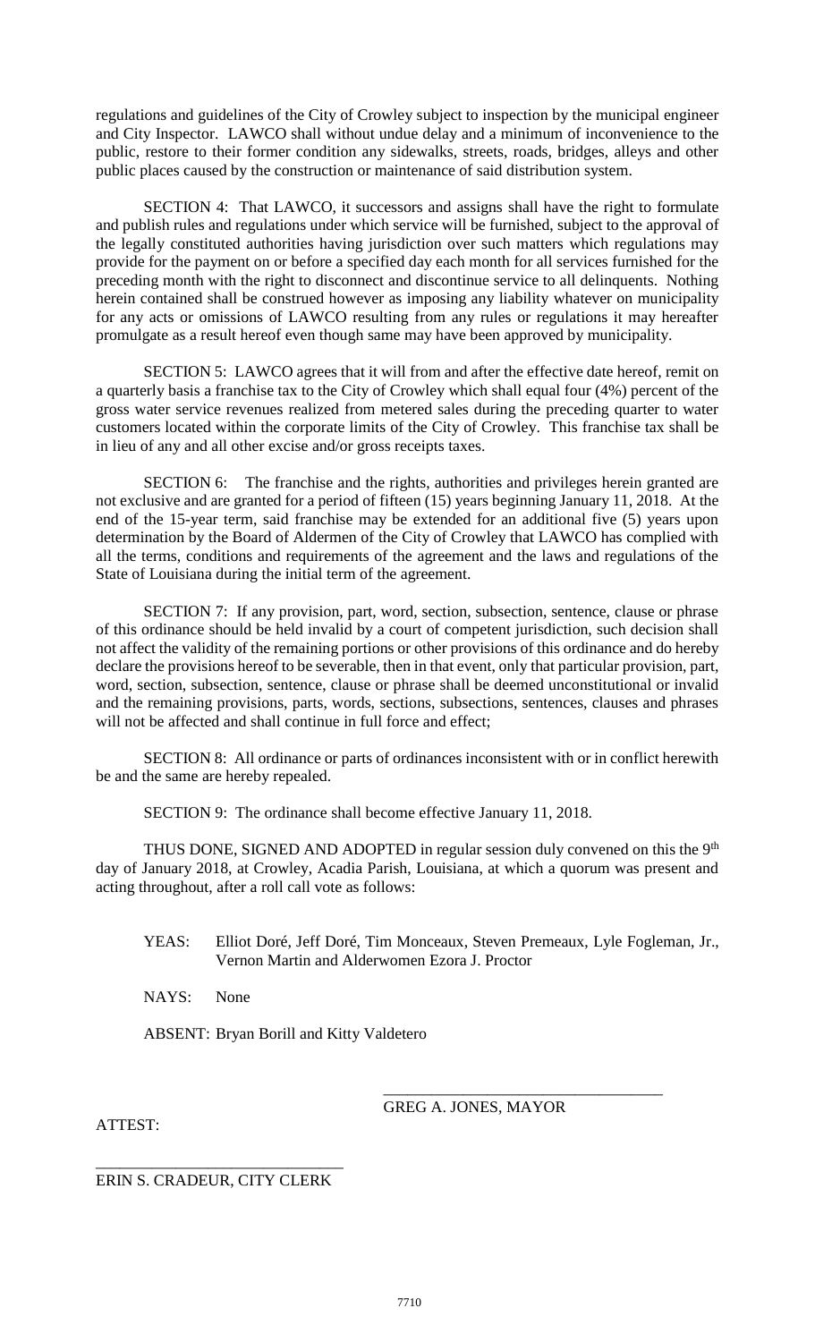regulations and guidelines of the City of Crowley subject to inspection by the municipal engineer and City Inspector. LAWCO shall without undue delay and a minimum of inconvenience to the public, restore to their former condition any sidewalks, streets, roads, bridges, alleys and other public places caused by the construction or maintenance of said distribution system.

SECTION 4: That LAWCO, it successors and assigns shall have the right to formulate and publish rules and regulations under which service will be furnished, subject to the approval of the legally constituted authorities having jurisdiction over such matters which regulations may provide for the payment on or before a specified day each month for all services furnished for the preceding month with the right to disconnect and discontinue service to all delinquents. Nothing herein contained shall be construed however as imposing any liability whatever on municipality for any acts or omissions of LAWCO resulting from any rules or regulations it may hereafter promulgate as a result hereof even though same may have been approved by municipality.

SECTION 5: LAWCO agrees that it will from and after the effective date hereof, remit on a quarterly basis a franchise tax to the City of Crowley which shall equal four (4%) percent of the gross water service revenues realized from metered sales during the preceding quarter to water customers located within the corporate limits of the City of Crowley. This franchise tax shall be in lieu of any and all other excise and/or gross receipts taxes.

SECTION 6: The franchise and the rights, authorities and privileges herein granted are not exclusive and are granted for a period of fifteen (15) years beginning January 11, 2018. At the end of the 15-year term, said franchise may be extended for an additional five (5) years upon determination by the Board of Aldermen of the City of Crowley that LAWCO has complied with all the terms, conditions and requirements of the agreement and the laws and regulations of the State of Louisiana during the initial term of the agreement.

SECTION 7: If any provision, part, word, section, subsection, sentence, clause or phrase of this ordinance should be held invalid by a court of competent jurisdiction, such decision shall not affect the validity of the remaining portions or other provisions of this ordinance and do hereby declare the provisions hereof to be severable, then in that event, only that particular provision, part, word, section, subsection, sentence, clause or phrase shall be deemed unconstitutional or invalid and the remaining provisions, parts, words, sections, subsections, sentences, clauses and phrases will not be affected and shall continue in full force and effect;

SECTION 8: All ordinance or parts of ordinances inconsistent with or in conflict herewith be and the same are hereby repealed.

SECTION 9: The ordinance shall become effective January 11, 2018.

THUS DONE, SIGNED AND ADOPTED in regular session duly convened on this the 9th day of January 2018, at Crowley, Acadia Parish, Louisiana, at which a quorum was present and acting throughout, after a roll call vote as follows:

YEAS: Elliot Doré, Jeff Doré, Tim Monceaux, Steven Premeaux, Lyle Fogleman, Jr., Vernon Martin and Alderwomen Ezora J. Proctor

NAYS: None

ABSENT: Bryan Borill and Kitty Valdetero

\_\_\_\_\_\_\_\_\_\_\_\_\_\_\_\_\_\_\_\_\_\_\_\_\_\_\_\_\_\_\_\_\_\_\_
GREG A. JONES, MAYOR

ATTEST:

\_\_\_\_\_\_\_\_\_\_\_\_\_\_\_\_\_\_\_\_\_\_\_\_\_\_\_\_\_\_\_\_\_\_\_
ERIN S. CRADEUR, CITY CLERK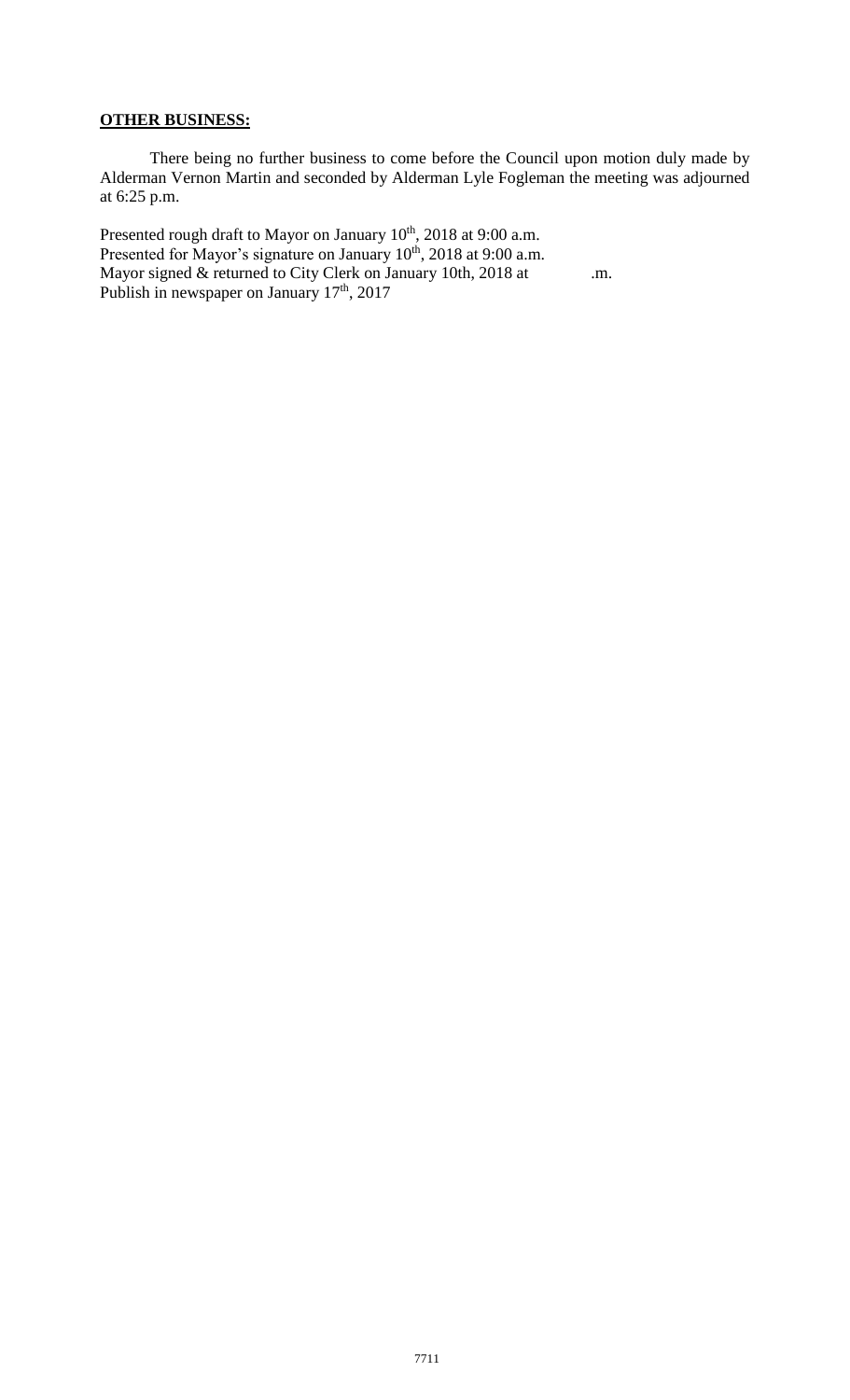**OTHER BUSINESS:**

There being no further business to come before the Council upon motion duly made by Alderman Vernon Martin and seconded by Alderman Lyle Fogleman the meeting was adjourned at 6:25 p.m.

Presented rough draft to Mayor on January 10th, 2018 at 9:00 a.m.
Presented for Mayor's signature on January 10th, 2018 at 9:00 a.m.
Mayor signed & returned to City Clerk on January 10th, 2018 at .m.
Publish in newspaper on January 17th, 2017